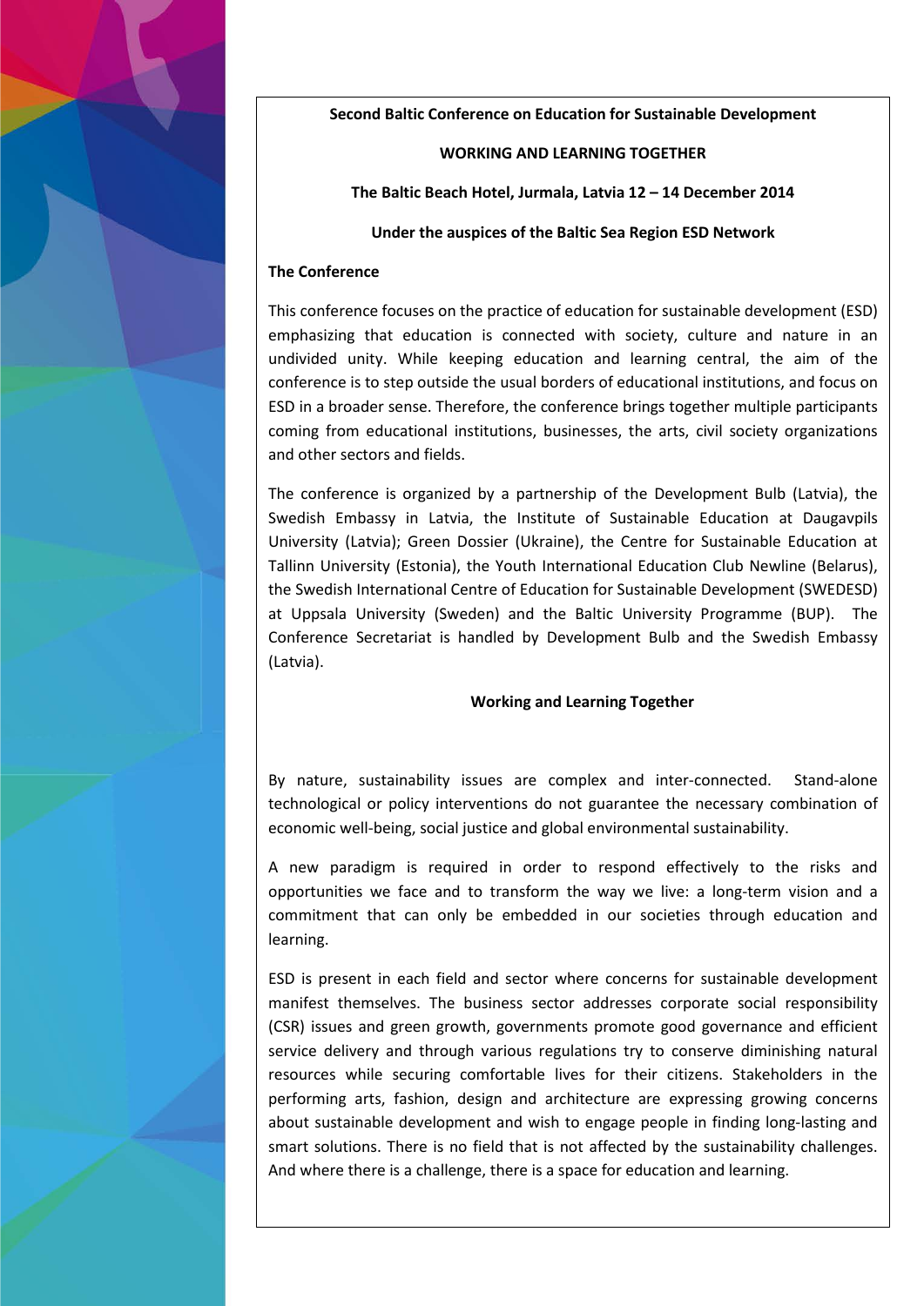**Second Baltic Conference on Education for Sustainable Development**

**WORKING AND LEARNING TOGETHER**

**The Baltic Beach Hotel, Jurmala, Latvia 12 – 14 December 2014**

**Under the auspices of the Baltic Sea Region ESD Network**

## The Conference

This conference focuses on the practice of education for sustainable development (ESD) emphasizing that education is connected with society, culture and nature in an undivided unity. While keeping education and learning central, the aim of the conference is to step outside the usual borders of educational institutions, and focus on ESD in a broader sense. Therefore, the conference brings together multiple participants coming from educational institutions, businesses, the arts, civil society organizations and other sectors and fields.

The conference is organized by a partnership of the Development Bulb (Latvia), the Swedish Embassy in Latvia, the Institute of Sustainable Education at Daugavpils University (Latvia); Green Dossier (Ukraine), the Centre for Sustainable Education at Tallinn University (Estonia), the Youth International Education Club Newline (Belarus), the Swedish International Centre of Education for Sustainable Development (SWEDESD) at Uppsala University (Sweden) and the Baltic University Programme (BUP). The Conference Secretariat is handled by Development Bulb and the Swedish Embassy (Latvia).

## Working and Learning Together

By nature, sustainability issues are complex and inter-connected. Stand-alone technological or policy interventions do not guarantee the necessary combination of economic well-being, social justice and global environmental sustainability.

A new paradigm is required in order to respond effectively to the risks and opportunities we face and to transform the way we live: a long-term vision and a commitment that can only be embedded in our societies through education and learning.

ESD is present in each field and sector where concerns for sustainable development manifest themselves. The business sector addresses corporate social responsibility (CSR) issues and green growth, governments promote good governance and efficient service delivery and through various regulations try to conserve diminishing natural resources while securing comfortable lives for their citizens. Stakeholders in the performing arts, fashion, design and architecture are expressing growing concerns about sustainable development and wish to engage people in finding long-lasting and smart solutions. There is no field that is not affected by the sustainability challenges. And where there is a challenge, there is a space for education and learning.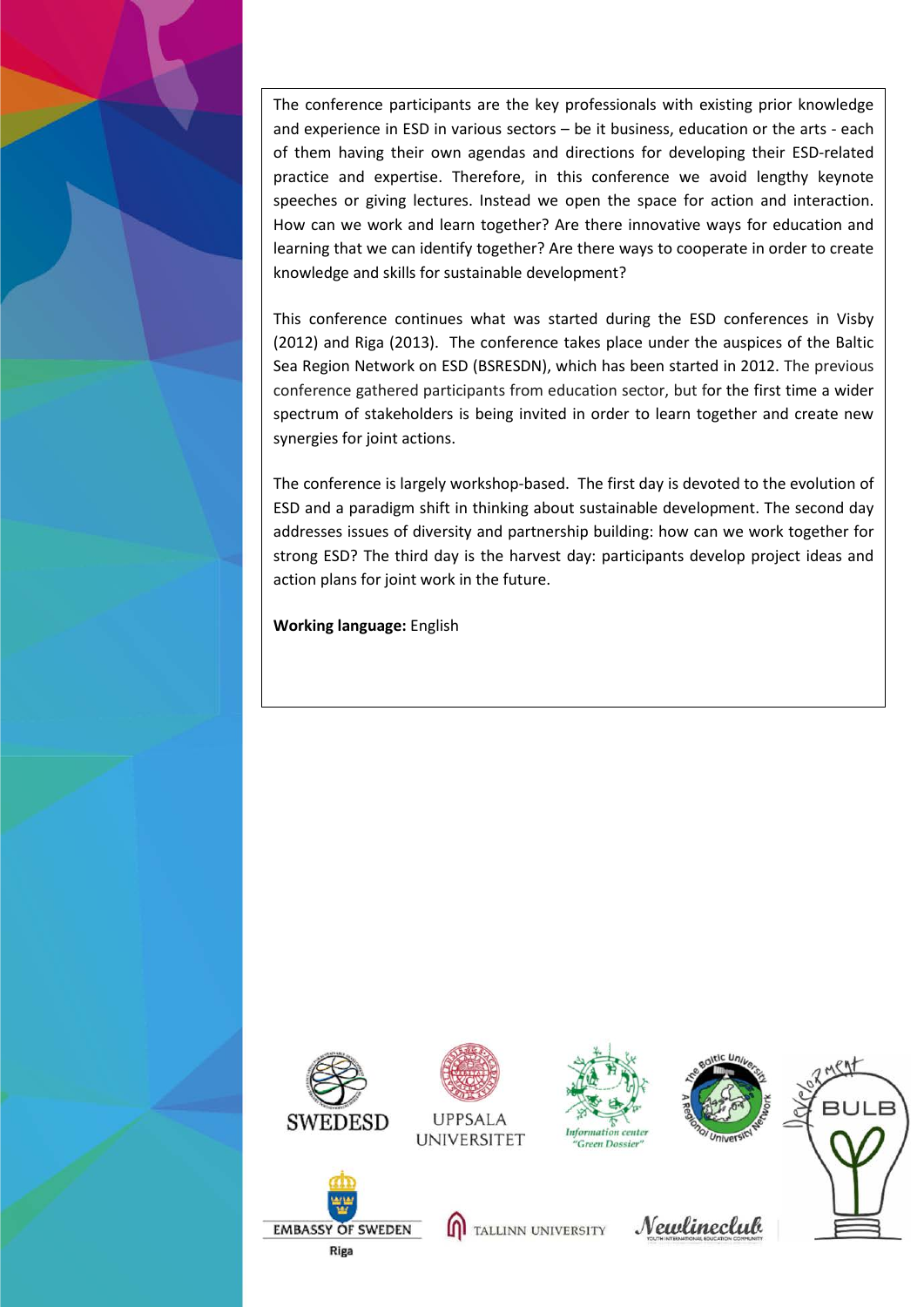The conference participants are the key professionals with existing prior knowledge and experience in ESD in various sectors – be it business, education or the arts - each of them having their own agendas and directions for developing their ESD-related practice and expertise. Therefore, in this conference we avoid lengthy keynote speeches or giving lectures. Instead we open the space for action and interaction. How can we work and learn together? Are there innovative ways for education and learning that we can identify together? Are there ways to cooperate in order to create knowledge and skills for sustainable development?

This conference continues what was started during the ESD conferences in Visby (2012) and Riga (2013). The conference takes place under the auspices of the Baltic Sea Region Network on ESD (BSRESDN), which has been started in 2012. The previous conference gathered participants from education sector, but for the first time a wider spectrum of stakeholders is being invited in order to learn together and create new synergies for joint actions.

The conference is largely workshop-based. The first day is devoted to the evolution of ESD and a paradigm shift in thinking about sustainable development. The second day addresses issues of diversity and partnership building: how can we work together for strong ESD? The third day is the harvest day: participants develop project ideas and action plans for joint work in the future.

**Working language:** English

SWEDESD

UPPSALA UNIVERSITET

Information center "Green Dossier"

The Baltic University – A Regional University Network

Development BULB

EMBASSY OF SWEDEN Riga

TALLINN UNIVERSITY

Newlineclub